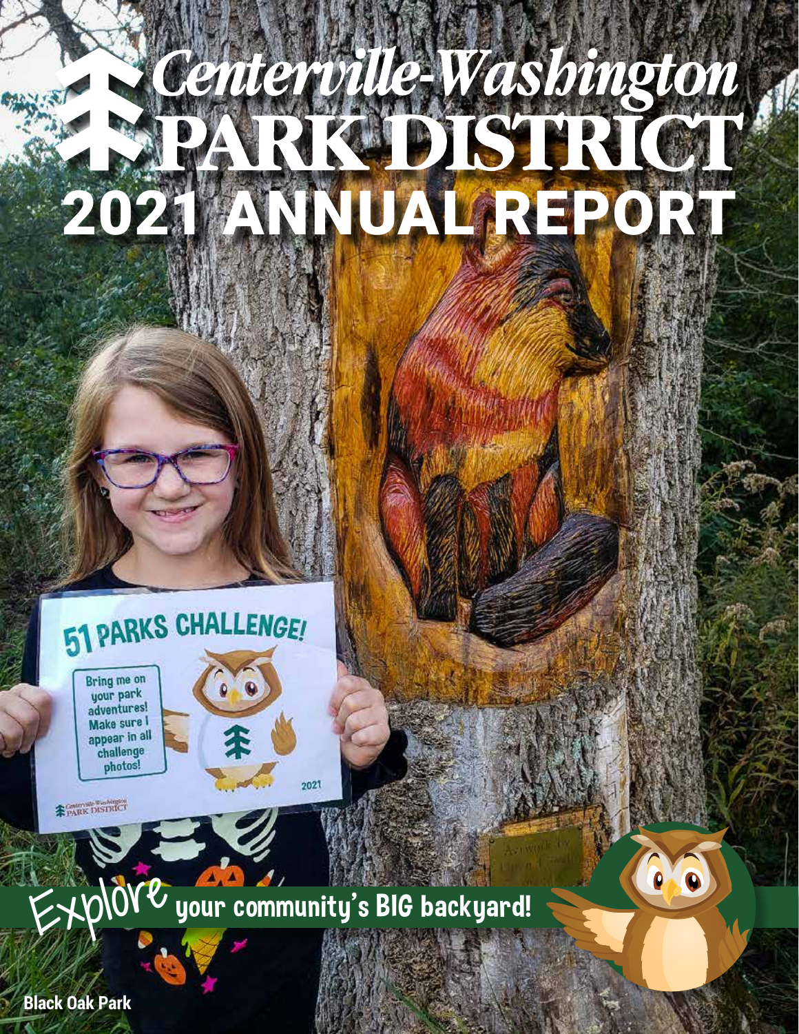# Centerville-Washington PARK DISTRICT

# 2021 ANNUAL REPORT

Explore your community's BIG backyard!

Black Oak Park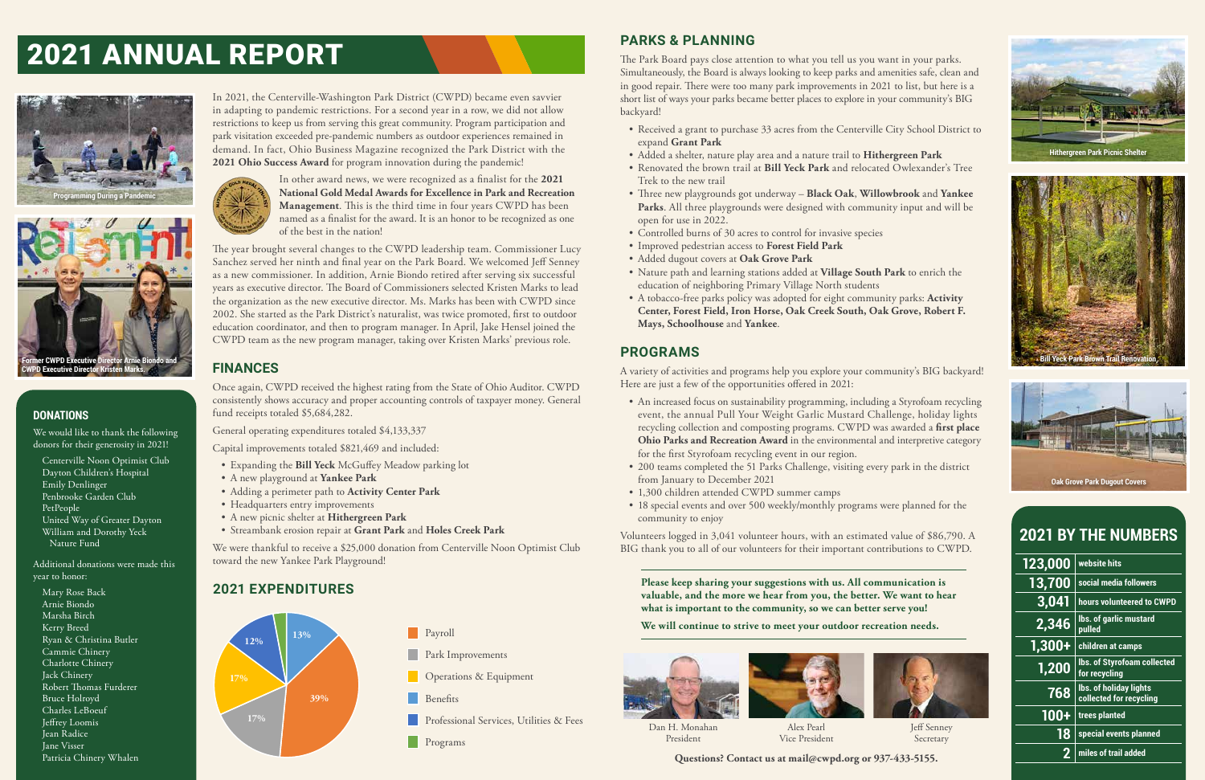# 2021 ANNUAL REPORT

Programming During a Pandemic

Former CWPD Executive Director Arnie Biondo and CWPD Executive Director Kristen Marks.

In 2021, the Centerville-Washington Park District (CWPD) became even savvier in adapting to pandemic restrictions. For a second year in a row, we did not allow restrictions to keep us from serving this great community. Program participation and park visitation exceeded pre-pandemic numbers as outdoor experiences remained in demand. In fact, Ohio Business Magazine recognized the Park District with the **2021 Ohio Success Award** for program innovation during the pandemic!

In other award news, we were recognized as a finalist for the **2021 National Gold Medal Awards for Excellence in Park and Recreation Management**. This is the third time in four years CWPD has been named as a finalist for the award. It is an honor to be recognized as one of the best in the nation!

The year brought several changes to the CWPD leadership team. Commissioner Lucy Sanchez served her ninth and final year on the Park Board. We welcomed Jeff Senney as a new commissioner. In addition, Arnie Biondo retired after serving six successful years as executive director. The Board of Commissioners selected Kristen Marks to lead the organization as the new executive director. Ms. Marks has been with CWPD since 2002. She started as the Park District's naturalist, was twice promoted, first to outdoor education coordinator, and then to program manager. In April, Jake Hensel joined the CWPD team as the new program manager, taking over Kristen Marks' previous role.

## DONATIONS

We would like to thank the following donors for their generosity in 2021!

Centerville Noon Optimist Club
Dayton Children's Hospital
Emily Denlinger
Penbrooke Garden Club
PetPeople
United Way of Greater Dayton
William and Dorothy Yeck Nature Fund

Additional donations were made this year to honor:

Mary Rose Back
Arnie Biondo
Marsha Birch
Kerry Breed
Ryan & Christina Butler
Cammie Chinery
Charlotte Chinery
Jack Chinery
Robert Thomas Furderer
Bruce Holroyd
Charles LeBoeuf
Jeffrey Loomis
Jean Radice
Jane Visser
Patricia Chinery Whalen

## FINANCES

Once again, CWPD received the highest rating from the State of Ohio Auditor. CWPD consistently shows accuracy and proper accounting controls of taxpayer money. General fund receipts totaled $5,684,282.

General operating expenditures totaled $4,133,337

Capital improvements totaled $821,469 and included:

- Expanding the **Bill Yeck** McGuffey Meadow parking lot
- A new playground at **Yankee Park**
- Adding a perimeter path to **Activity Center Park**
- Headquarters entry improvements
- A new picnic shelter at **Hithergreen Park**
- Streambank erosion repair at **Grant Park** and **Holes Creek Park**

We were thankful to receive a $25,000 donation from Centerville Noon Optimist Club toward the new Yankee Park Playground!

## 2021 EXPENDITURES

| Category | Percentage |
|---|---|
| Payroll | 39% |
| Park Improvements | 17% |
| Operations & Equipment | 17% |
| Benefits | 13% |
| Professional Services, Utilities & Fees | 12% |
| Programs | |

## PARKS & PLANNING

The Park Board pays close attention to what you tell us you want in your parks. Simultaneously, the Board is always looking to keep parks and amenities safe, clean and in good repair. There were too many park improvements in 2021 to list, but here is a short list of ways your parks became better places to explore in your community's BIG backyard!

- Received a grant to purchase 33 acres from the Centerville City School District to expand **Grant Park**
- Added a shelter, nature play area and a nature trail to **Hithergreen Park**
- Renovated the brown trail at **Bill Yeck Park** and relocated Owlexander's Tree Trek to the new trail
- Three new playgrounds got underway – **Black Oak**, **Willowbrook** and **Yankee Parks**. All three playgrounds were designed with community input and will be open for use in 2022.
- Controlled burns of 30 acres to control for invasive species
- Improved pedestrian access to **Forest Field Park**
- Added dugout covers at **Oak Grove Park**
- Nature path and learning stations added at **Village South Park** to enrich the education of neighboring Primary Village North students
- A tobacco-free parks policy was adopted for eight community parks: **Activity Center, Forest Field, Iron Horse, Oak Creek South, Oak Grove, Robert F. Mays, Schoolhouse** and **Yankee**.

Hithergreen Park Picnic Shelter

Bill Yeck Park Brown Trail Renovation

Oak Grove Park Dugout Covers

## PROGRAMS

A variety of activities and programs help you explore your community's BIG backyard! Here are just a few of the opportunities offered in 2021:

- An increased focus on sustainability programming, including a Styrofoam recycling event, the annual Pull Your Weight Garlic Mustard Challenge, holiday lights recycling collection and composting programs. CWPD was awarded a **first place Ohio Parks and Recreation Award** in the environmental and interpretive category for the first Styrofoam recycling event in our region.
- 200 teams completed the 51 Parks Challenge, visiting every park in the district from January to December 2021
- 1,300 children attended CWPD summer camps
- 18 special events and over 500 weekly/monthly programs were planned for the community to enjoy

Volunteers logged in 3,041 volunteer hours, with an estimated value of $86,790. A BIG thank you to all of our volunteers for their important contributions to CWPD.

**Please keep sharing your suggestions with us. All communication is valuable, and the more we hear from you, the better. We want to hear what is important to the community, so we can better serve you!**

**We will continue to strive to meet your outdoor recreation needs.**

Dan H. Monahan, President

Alex Pearl, Vice President

Jeff Senney, Secretary

**Questions? Contact us at mail@cwpd.org or 937-433-5155.**

## 2021 BY THE NUMBERS

| Number | Description |
|---|---|
| 123,000 | website hits |
| 13,700 | social media followers |
| 3,041 | hours volunteered to CWPD |
| 2,346 | lbs. of garlic mustard pulled |
| 1,300+ | children at camps |
| 1,200 | lbs. of Styrofoam collected for recycling |
| 768 | lbs. of holiday lights collected for recycling |
| 100+ | trees planted |
| 18 | special events planned |
| 2 | miles of trail added |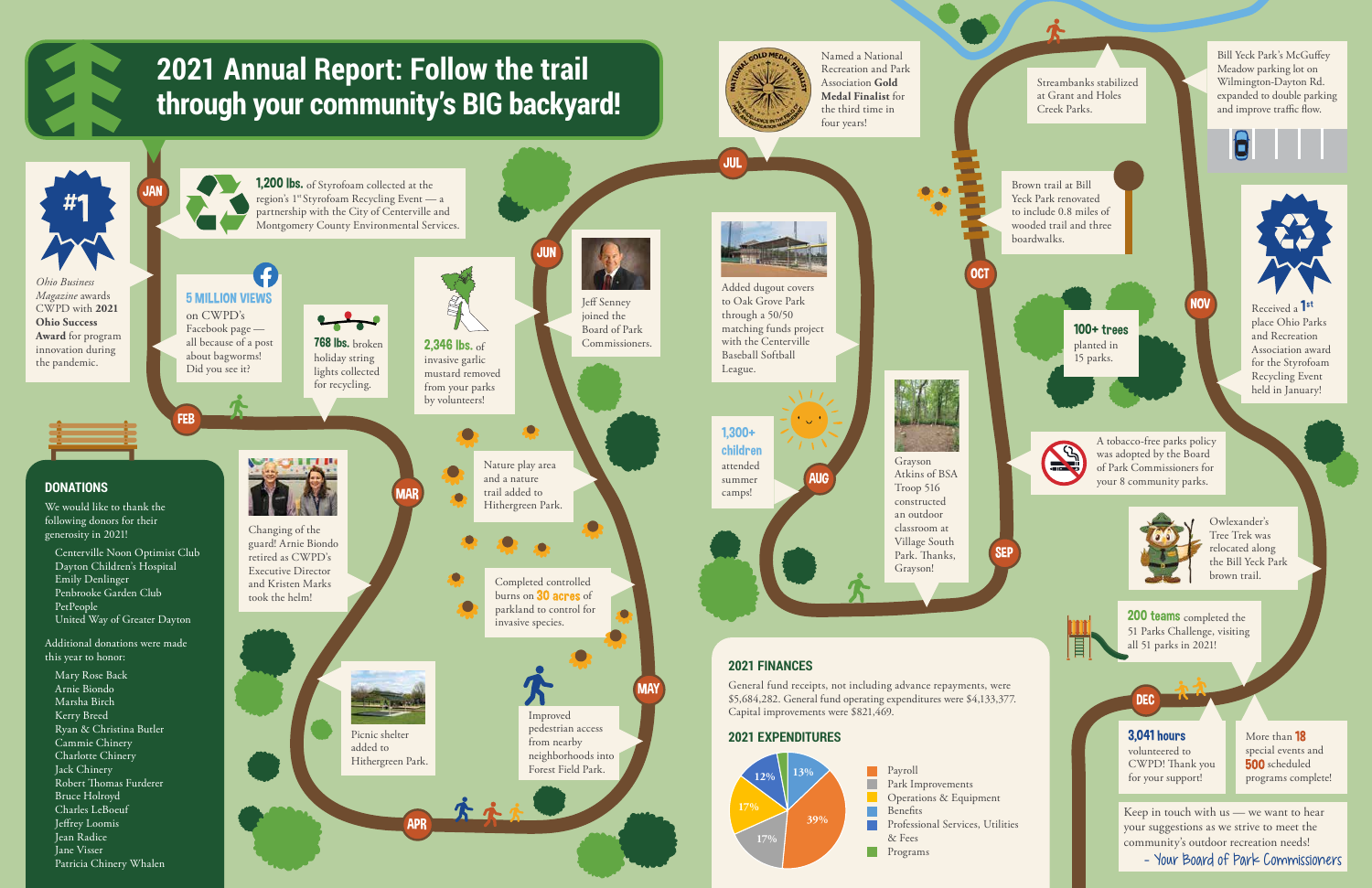# 2021 Annual Report: Follow the trail through your community's BIG backyard!

## JAN

#1

*Ohio Business Magazine* awards CWPD with **2021 Ohio Success Award** for program innovation during the pandemic.

**1,200 lbs.** of Styrofoam collected at the region's 1st Styrofoam Recycling Event — a partnership with the City of Centerville and Montgomery County Environmental Services.

**5 MILLION VIEWS** on CWPD's Facebook page — all because of a post about bagworms! Did you see it?

**768 lbs.** broken holiday string lights collected for recycling.

## FEB

## MAR

Changing of the guard! Arnie Biondo retired as CWPD's Executive Director and Kristen Marks took the helm!

**2,346 lbs.** of invasive garlic mustard removed from your parks by volunteers!

Nature play area and a nature trail added to Hithergreen Park.

Completed controlled burns on **30 acres** of parkland to control for invasive species.

## APR

Picnic shelter added to Hithergreen Park.

## MAY

Improved pedestrian access from nearby neighborhoods into Forest Field Park.

## JUN

Jeff Senney joined the Board of Park Commissioners.

## JUL

Named a National Recreation and Park Association **Gold Medal Finalist** for the third time in four years!

Added dugout covers to Oak Grove Park through a 50/50 matching funds project with the Centerville Baseball Softball League.

## AUG

**1,300+ children** attended summer camps!

## SEP

Grayson Atkins of BSA Troop 516 constructed an outdoor classroom at Village South Park. Thanks, Grayson!

## OCT

Streambanks stabilized at Grant and Holes Creek Parks.

Brown trail at Bill Yeck Park renovated to include 0.8 miles of wooded trail and three boardwalks.

**100+ trees** planted in 15 parks.

Bill Yeck Park's McGuffey Meadow parking lot on Wilmington-Dayton Rd. expanded to double parking and improve traffic flow.

## NOV

Received a **1st** place Ohio Parks and Recreation Association award for the Styrofoam Recycling Event held in January!

A tobacco-free parks policy was adopted by the Board of Park Commissioners for your 8 community parks.

Owlexander's Tree Trek was relocated along the Bill Yeck Park brown trail.

**200 teams** completed the 51 Parks Challenge, visiting all 51 parks in 2021!

## DEC

**3,041 hours** volunteered to CWPD! Thank you for your support!

More than **18** special events and **500** scheduled programs complete!

Keep in touch with us — we want to hear your suggestions as we strive to meet the community's outdoor recreation needs!
- Your Board of Park Commissioners

## DONATIONS

We would like to thank the following donors for their generosity in 2021!

- Centerville Noon Optimist Club
- Dayton Children's Hospital
- Emily Denlinger
- Penbrooke Garden Club
- PetPeople
- United Way of Greater Dayton

Additional donations were made this year to honor:

- Mary Rose Back
- Arnie Biondo
- Marsha Birch
- Kerry Breed
- Ryan & Christina Butler
- Cammie Chinery
- Charlotte Chinery
- Jack Chinery
- Robert Thomas Furderer
- Bruce Holroyd
- Charles LeBoeuf
- Jeffrey Loomis
- Jean Radice
- Jane Visser
- Patricia Chinery Whalen

## 2021 FINANCES

General fund receipts, not including advance repayments, were $5,684,282. General fund operating expenditures were $4,133,377. Capital improvements were $821,469.

## 2021 EXPENDITURES

| Category | Percent |
|---|---|
| Payroll | 39% |
| Park Improvements | 17% |
| Operations & Equipment | 17% |
| Benefits | 13% |
| Professional Services, Utilities & Fees | 12% |
| Programs | |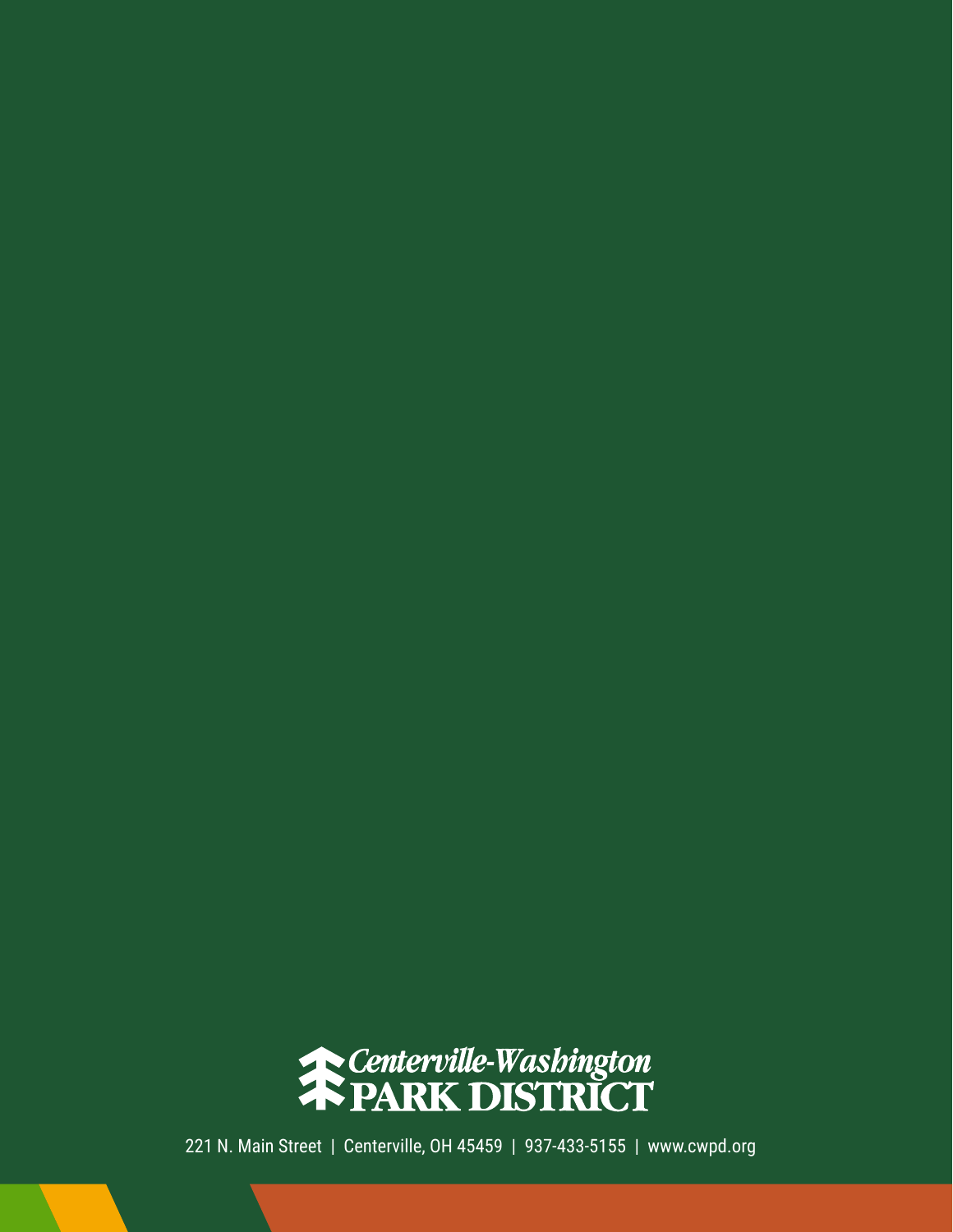Centerville-Washington
PARK DISTRICT

221 N. Main Street | Centerville, OH 45459 | 937-433-5155 | www.cwpd.org